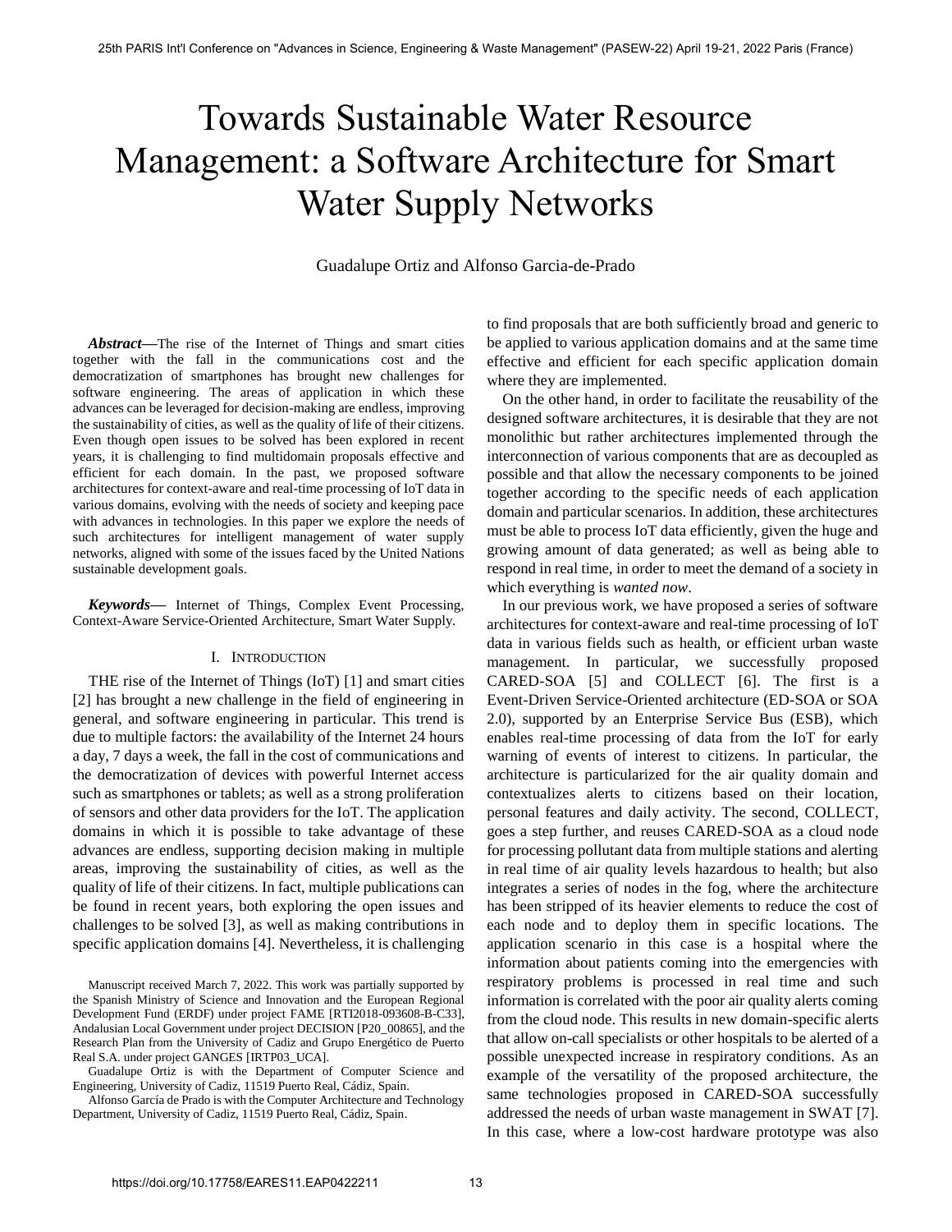# Towards Sustainable Water Resource Management: a Software Architecture for Smart Water Supply Networks

Guadalupe Ortiz and Alfonso Garcia-de-Prado

***Abstract*—**The rise of the Internet of Things and smart cities together with the fall in the communications cost and the democratization of smartphones has brought new challenges for software engineering. The areas of application in which these advances can be leveraged for decision-making are endless, improving the sustainability of cities, as well as the quality of life of their citizens. Even though open issues to be solved has been explored in recent years, it is challenging to find multidomain proposals effective and efficient for each domain. In the past, we proposed software architectures for context-aware and real-time processing of IoT data in various domains, evolving with the needs of society and keeping pace with advances in technologies. In this paper we explore the needs of such architectures for intelligent management of water supply networks, aligned with some of the issues faced by the United Nations sustainable development goals.

***Keywords*—** Internet of Things, Complex Event Processing, Context-Aware Service-Oriented Architecture, Smart Water Supply.

## I. Introduction

THE rise of the Internet of Things (IoT) [1] and smart cities [2] has brought a new challenge in the field of engineering in general, and software engineering in particular. This trend is due to multiple factors: the availability of the Internet 24 hours a day, 7 days a week, the fall in the cost of communications and the democratization of devices with powerful Internet access such as smartphones or tablets; as well as a strong proliferation of sensors and other data providers for the IoT. The application domains in which it is possible to take advantage of these advances are endless, supporting decision making in multiple areas, improving the sustainability of cities, as well as the quality of life of their citizens. In fact, multiple publications can be found in recent years, both exploring the open issues and challenges to be solved [3], as well as making contributions in specific application domains [4]. Nevertheless, it is challenging to find proposals that are both sufficiently broad and generic to be applied to various application domains and at the same time effective and efficient for each specific application domain where they are implemented.

On the other hand, in order to facilitate the reusability of the designed software architectures, it is desirable that they are not monolithic but rather architectures implemented through the interconnection of various components that are as decoupled as possible and that allow the necessary components to be joined together according to the specific needs of each application domain and particular scenarios. In addition, these architectures must be able to process IoT data efficiently, given the huge and growing amount of data generated; as well as being able to respond in real time, in order to meet the demand of a society in which everything is *wanted now*.

In our previous work, we have proposed a series of software architectures for context-aware and real-time processing of IoT data in various fields such as health, or efficient urban waste management. In particular, we successfully proposed CARED-SOA [5] and COLLECT [6]. The first is a Event-Driven Service-Oriented architecture (ED-SOA or SOA 2.0), supported by an Enterprise Service Bus (ESB), which enables real-time processing of data from the IoT for early warning of events of interest to citizens. In particular, the architecture is particularized for the air quality domain and contextualizes alerts to citizens based on their location, personal features and daily activity. The second, COLLECT, goes a step further, and reuses CARED-SOA as a cloud node for processing pollutant data from multiple stations and alerting in real time of air quality levels hazardous to health; but also integrates a series of nodes in the fog, where the architecture has been stripped of its heavier elements to reduce the cost of each node and to deploy them in specific locations. The application scenario in this case is a hospital where the information about patients coming into the emergencies with respiratory problems is processed in real time and such information is correlated with the poor air quality alerts coming from the cloud node. This results in new domain-specific alerts that allow on-call specialists or other hospitals to be alerted of a possible unexpected increase in respiratory conditions. As an example of the versatility of the proposed architecture, the same technologies proposed in CARED-SOA successfully addressed the needs of urban waste management in SWAT [7]. In this case, where a low-cost hardware prototype was also

Manuscript received March 7, 2022. This work was partially supported by the Spanish Ministry of Science and Innovation and the European Regional Development Fund (ERDF) under project FAME [RTI2018-093608-B-C33], Andalusian Local Government under project DECISION [P20_00865], and the Research Plan from the University of Cadiz and Grupo Energético de Puerto Real S.A. under project GANGES [IRTP03_UCA].

Guadalupe Ortiz is with the Department of Computer Science and Engineering, University of Cadiz, 11519 Puerto Real, Cádiz, Spain.

Alfonso García de Prado is with the Computer Architecture and Technology Department, University of Cadiz, 11519 Puerto Real, Cádiz, Spain.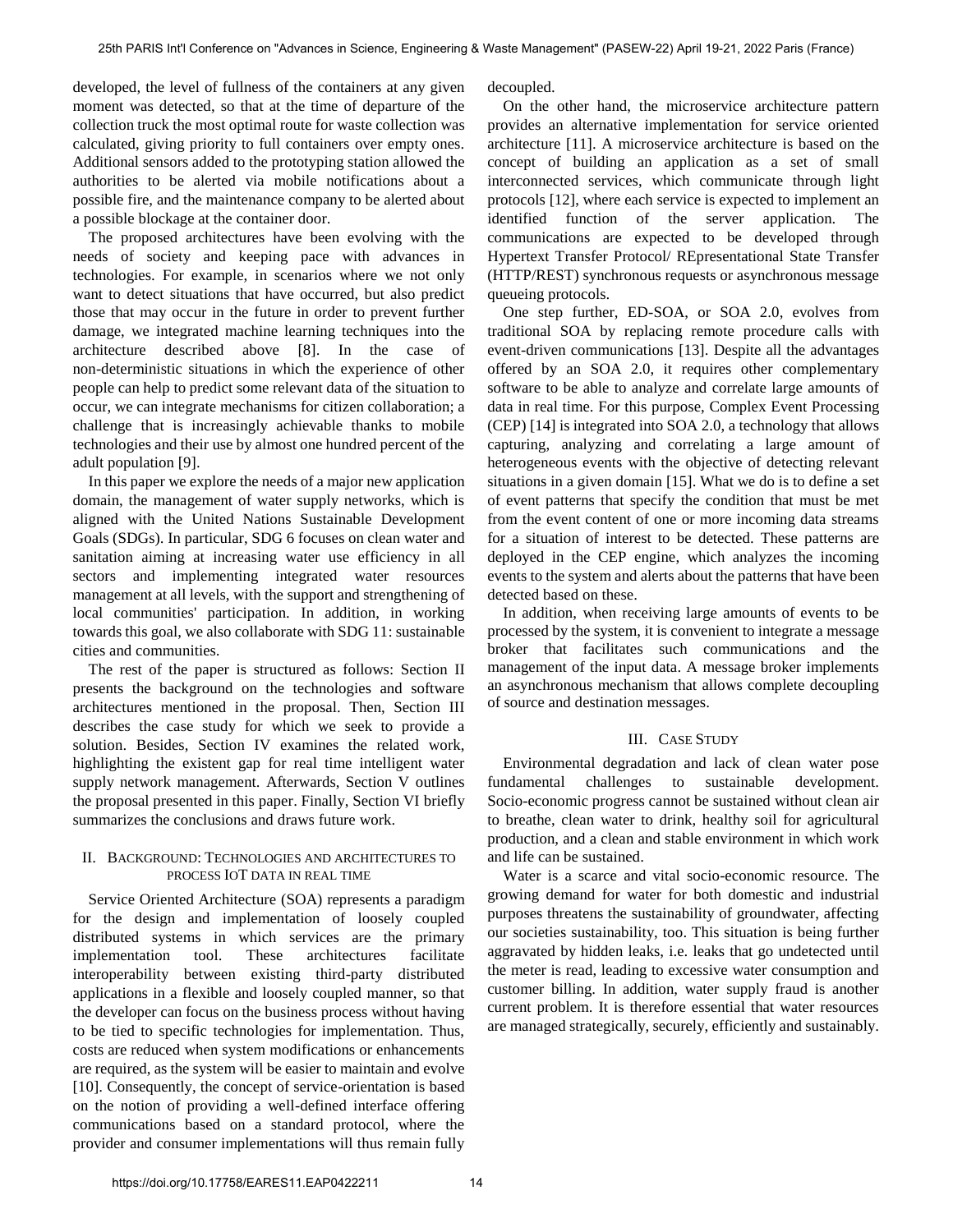developed, the level of fullness of the containers at any given moment was detected, so that at the time of departure of the collection truck the most optimal route for waste collection was calculated, giving priority to full containers over empty ones. Additional sensors added to the prototyping station allowed the authorities to be alerted via mobile notifications about a possible fire, and the maintenance company to be alerted about a possible blockage at the container door.

The proposed architectures have been evolving with the needs of society and keeping pace with advances in technologies. For example, in scenarios where we not only want to detect situations that have occurred, but also predict those that may occur in the future in order to prevent further damage, we integrated machine learning techniques into the architecture described above [8]. In the case of non-deterministic situations in which the experience of other people can help to predict some relevant data of the situation to occur, we can integrate mechanisms for citizen collaboration; a challenge that is increasingly achievable thanks to mobile technologies and their use by almost one hundred percent of the adult population [9].

In this paper we explore the needs of a major new application domain, the management of water supply networks, which is aligned with the United Nations Sustainable Development Goals (SDGs). In particular, SDG 6 focuses on clean water and sanitation aiming at increasing water use efficiency in all sectors and implementing integrated water resources management at all levels, with the support and strengthening of local communities' participation. In addition, in working towards this goal, we also collaborate with SDG 11: sustainable cities and communities.

The rest of the paper is structured as follows: Section II presents the background on the technologies and software architectures mentioned in the proposal. Then, Section III describes the case study for which we seek to provide a solution. Besides, Section IV examines the related work, highlighting the existent gap for real time intelligent water supply network management. Afterwards, Section V outlines the proposal presented in this paper. Finally, Section VI briefly summarizes the conclusions and draws future work.

## II. Background: Technologies and architectures to process IoT data in real time

Service Oriented Architecture (SOA) represents a paradigm for the design and implementation of loosely coupled distributed systems in which services are the primary implementation tool. These architectures facilitate interoperability between existing third-party distributed applications in a flexible and loosely coupled manner, so that the developer can focus on the business process without having to be tied to specific technologies for implementation. Thus, costs are reduced when system modifications or enhancements are required, as the system will be easier to maintain and evolve [10]. Consequently, the concept of service-orientation is based on the notion of providing a well-defined interface offering communications based on a standard protocol, where the provider and consumer implementations will thus remain fully decoupled.

On the other hand, the microservice architecture pattern provides an alternative implementation for service oriented architecture [11]. A microservice architecture is based on the concept of building an application as a set of small interconnected services, which communicate through light protocols [12], where each service is expected to implement an identified function of the server application. The communications are expected to be developed through Hypertext Transfer Protocol/ REpresentational State Transfer (HTTP/REST) synchronous requests or asynchronous message queueing protocols.

One step further, ED-SOA, or SOA 2.0, evolves from traditional SOA by replacing remote procedure calls with event-driven communications [13]. Despite all the advantages offered by an SOA 2.0, it requires other complementary software to be able to analyze and correlate large amounts of data in real time. For this purpose, Complex Event Processing (CEP) [14] is integrated into SOA 2.0, a technology that allows capturing, analyzing and correlating a large amount of heterogeneous events with the objective of detecting relevant situations in a given domain [15]. What we do is to define a set of event patterns that specify the condition that must be met from the event content of one or more incoming data streams for a situation of interest to be detected. These patterns are deployed in the CEP engine, which analyzes the incoming events to the system and alerts about the patterns that have been detected based on these.

In addition, when receiving large amounts of events to be processed by the system, it is convenient to integrate a message broker that facilitates such communications and the management of the input data. A message broker implements an asynchronous mechanism that allows complete decoupling of source and destination messages.

## III. Case Study

Environmental degradation and lack of clean water pose fundamental challenges to sustainable development. Socio-economic progress cannot be sustained without clean air to breathe, clean water to drink, healthy soil for agricultural production, and a clean and stable environment in which work and life can be sustained.

Water is a scarce and vital socio-economic resource. The growing demand for water for both domestic and industrial purposes threatens the sustainability of groundwater, affecting our societies sustainability, too. This situation is being further aggravated by hidden leaks, i.e. leaks that go undetected until the meter is read, leading to excessive water consumption and customer billing. In addition, water supply fraud is another current problem. It is therefore essential that water resources are managed strategically, securely, efficiently and sustainably.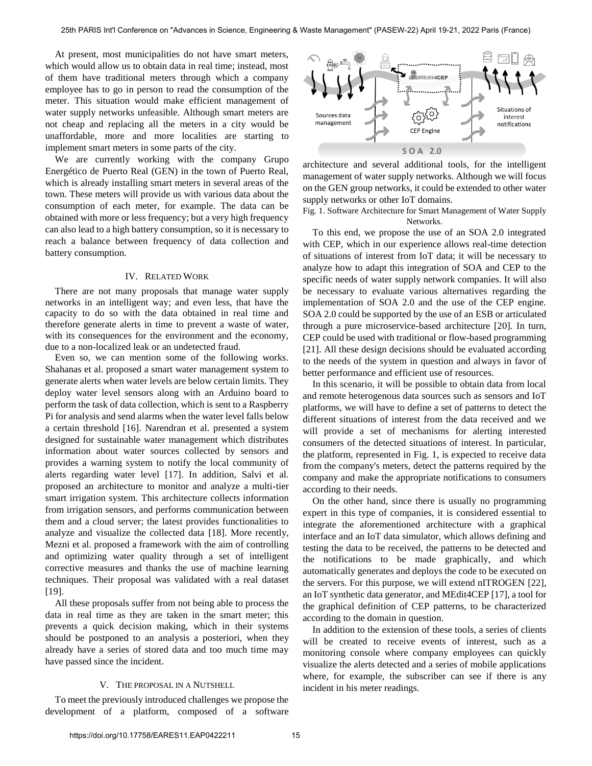At present, most municipalities do not have smart meters, which would allow us to obtain data in real time; instead, most of them have traditional meters through which a company employee has to go in person to read the consumption of the meter. This situation would make efficient management of water supply networks unfeasible. Although smart meters are not cheap and replacing all the meters in a city would be unaffordable, more and more localities are starting to implement smart meters in some parts of the city.

We are currently working with the company Grupo Energético de Puerto Real (GEN) in the town of Puerto Real, which is already installing smart meters in several areas of the town. These meters will provide us with various data about the consumption of each meter, for example. The data can be obtained with more or less frequency; but a very high frequency can also lead to a high battery consumption, so it is necessary to reach a balance between frequency of data collection and battery consumption.

## IV. Related Work

There are not many proposals that manage water supply networks in an intelligent way; and even less, that have the capacity to do so with the data obtained in real time and therefore generate alerts in time to prevent a waste of water, with its consequences for the environment and the economy, due to a non-localized leak or an undetected fraud.

Even so, we can mention some of the following works. Shahanas et al. proposed a smart water management system to generate alerts when water levels are below certain limits. They deploy water level sensors along with an Arduino board to perform the task of data collection, which is sent to a Raspberry Pi for analysis and send alarms when the water level falls below a certain threshold [16]. Narendran et al. presented a system designed for sustainable water management which distributes information about water sources collected by sensors and provides a warning system to notify the local community of alerts regarding water level [17]. In addition, Salvi et al. proposed an architecture to monitor and analyze a multi-tier smart irrigation system. This architecture collects information from irrigation sensors, and performs communication between them and a cloud server; the latest provides functionalities to analyze and visualize the collected data [18]. More recently, Mezni et al. proposed a framework with the aim of controlling and optimizing water quality through a set of intelligent corrective measures and thanks the use of machine learning techniques. Their proposal was validated with a real dataset [19].

All these proposals suffer from not being able to process the data in real time as they are taken in the smart meter; this prevents a quick decision making, which in their systems should be postponed to an analysis a posteriori, when they already have a series of stored data and too much time may have passed since the incident.

## V. The proposal in a Nutshell

To meet the previously introduced challenges we propose the development of a platform, composed of a software architecture and several additional tools, for the intelligent management of water supply networks. Although we will focus on the GEN group networks, it could be extended to other water supply networks or other IoT domains.

Fig. 1. Software Architecture for Smart Management of Water Supply Networks.

To this end, we propose the use of an SOA 2.0 integrated with CEP, which in our experience allows real-time detection of situations of interest from IoT data; it will be necessary to analyze how to adapt this integration of SOA and CEP to the specific needs of water supply network companies. It will also be necessary to evaluate various alternatives regarding the implementation of SOA 2.0 and the use of the CEP engine. SOA 2.0 could be supported by the use of an ESB or articulated through a pure microservice-based architecture [20]. In turn, CEP could be used with traditional or flow-based programming [21]. All these design decisions should be evaluated according to the needs of the system in question and always in favor of better performance and efficient use of resources.

In this scenario, it will be possible to obtain data from local and remote heterogenous data sources such as sensors and IoT platforms, we will have to define a set of patterns to detect the different situations of interest from the data received and we will provide a set of mechanisms for alerting interested consumers of the detected situations of interest. In particular, the platform, represented in Fig. 1, is expected to receive data from the company's meters, detect the patterns required by the company and make the appropriate notifications to consumers according to their needs.

On the other hand, since there is usually no programming expert in this type of companies, it is considered essential to integrate the aforementioned architecture with a graphical interface and an IoT data simulator, which allows defining and testing the data to be received, the patterns to be detected and the notifications to be made graphically, and which automatically generates and deploys the code to be executed on the servers. For this purpose, we will extend nITROGEN [22], an IoT synthetic data generator, and MEdit4CEP [17], a tool for the graphical definition of CEP patterns, to be characterized according to the domain in question.

In addition to the extension of these tools, a series of clients will be created to receive events of interest, such as a monitoring console where company employees can quickly visualize the alerts detected and a series of mobile applications where, for example, the subscriber can see if there is any incident in his meter readings.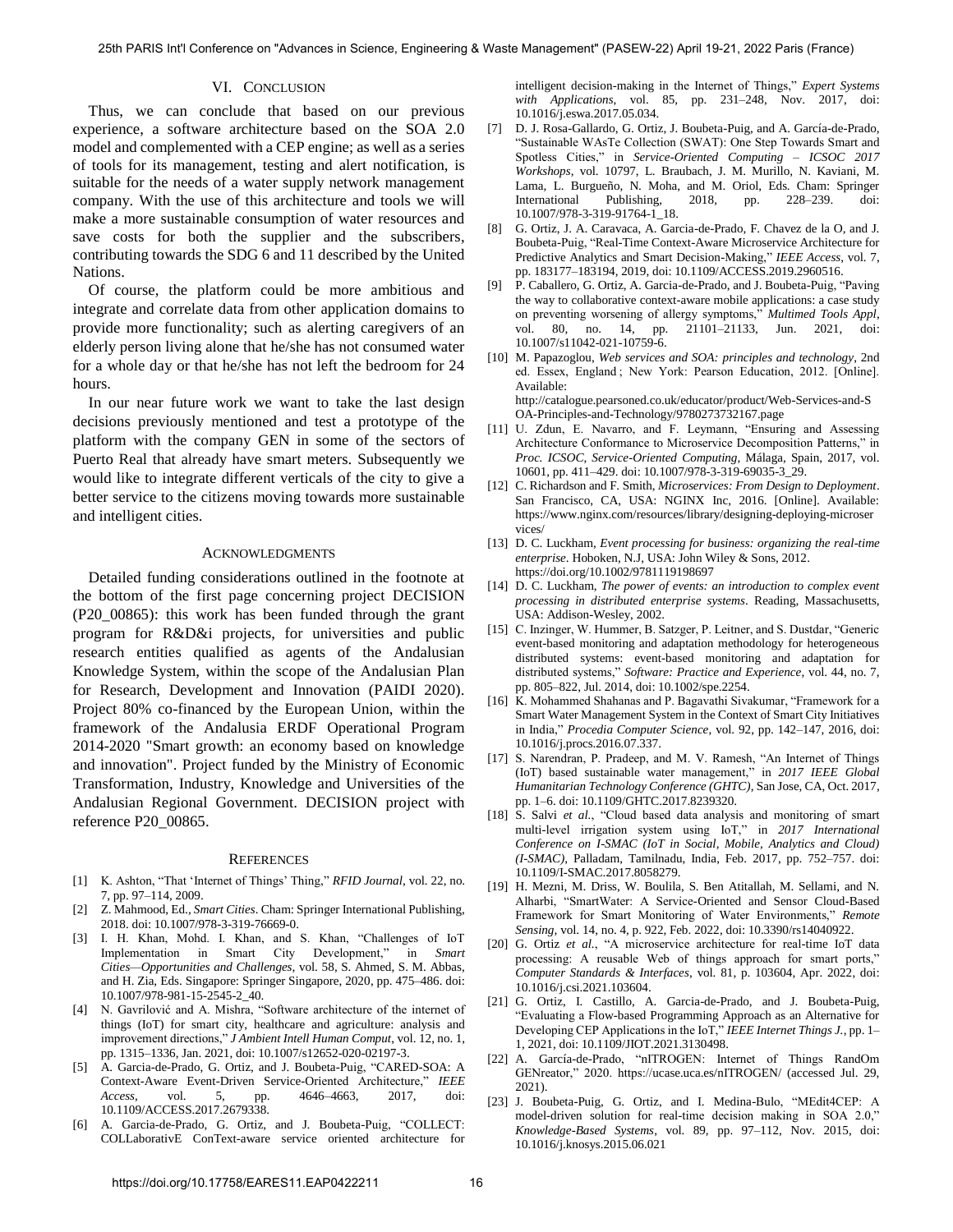## VI. Conclusion

Thus, we can conclude that based on our previous experience, a software architecture based on the SOA 2.0 model and complemented with a CEP engine; as well as a series of tools for its management, testing and alert notification, is suitable for the needs of a water supply network management company. With the use of this architecture and tools we will make a more sustainable consumption of water resources and save costs for both the supplier and the subscribers, contributing towards the SDG 6 and 11 described by the United Nations.

Of course, the platform could be more ambitious and integrate and correlate data from other application domains to provide more functionality; such as alerting caregivers of an elderly person living alone that he/she has not consumed water for a whole day or that he/she has not left the bedroom for 24 hours.

In our near future work we want to take the last design decisions previously mentioned and test a prototype of the platform with the company GEN in some of the sectors of Puerto Real that already have smart meters. Subsequently we would like to integrate different verticals of the city to give a better service to the citizens moving towards more sustainable and intelligent cities.

## Acknowledgments

Detailed funding considerations outlined in the footnote at the bottom of the first page concerning project DECISION (P20_00865): this work has been funded through the grant program for R&D&i projects, for universities and public research entities qualified as agents of the Andalusian Knowledge System, within the scope of the Andalusian Plan for Research, Development and Innovation (PAIDI 2020). Project 80% co-financed by the European Union, within the framework of the Andalusia ERDF Operational Program 2014-2020 "Smart growth: an economy based on knowledge and innovation". Project funded by the Ministry of Economic Transformation, Industry, Knowledge and Universities of the Andalusian Regional Government. DECISION project with reference P20_00865.

## References

[1] K. Ashton, "That 'Internet of Things' Thing," *RFID Journal*, vol. 22, no. 7, pp. 97–114, 2009.

[2] Z. Mahmood, Ed., *Smart Cities*. Cham: Springer International Publishing, 2018. doi: 10.1007/978-3-319-76669-0.

[3] I. H. Khan, Mohd. I. Khan, and S. Khan, "Challenges of IoT Implementation in Smart City Development," in *Smart Cities—Opportunities and Challenges*, vol. 58, S. Ahmed, S. M. Abbas, and H. Zia, Eds. Singapore: Springer Singapore, 2020, pp. 475–486. doi: 10.1007/978-981-15-2545-2_40.

[4] N. Gavrilović and A. Mishra, "Software architecture of the internet of things (IoT) for smart city, healthcare and agriculture: analysis and improvement directions," *J Ambient Intell Human Comput*, vol. 12, no. 1, pp. 1315–1336, Jan. 2021, doi: 10.1007/s12652-020-02197-3.

[5] A. Garcia-de-Prado, G. Ortiz, and J. Boubeta-Puig, "CARED-SOA: A Context-Aware Event-Driven Service-Oriented Architecture," *IEEE Access*, vol. 5, pp. 4646–4663, 2017, doi: 10.1109/ACCESS.2017.2679338.

[6] A. Garcia-de-Prado, G. Ortiz, and J. Boubeta-Puig, "COLLECT: COLLaborativE ConText-aware service oriented architecture for intelligent decision-making in the Internet of Things," *Expert Systems with Applications*, vol. 85, pp. 231–248, Nov. 2017, doi: 10.1016/j.eswa.2017.05.034.

[7] D. J. Rosa-Gallardo, G. Ortiz, J. Boubeta-Puig, and A. García-de-Prado, "Sustainable WAsTe Collection (SWAT): One Step Towards Smart and Spotless Cities," in *Service-Oriented Computing – ICSOC 2017 Workshops*, vol. 10797, L. Braubach, J. M. Murillo, N. Kaviani, M. Lama, L. Burgueño, N. Moha, and M. Oriol, Eds. Cham: Springer International Publishing, 2018, pp. 228–239. doi: 10.1007/978-3-319-91764-1_18.

[8] G. Ortiz, J. A. Caravaca, A. Garcia-de-Prado, F. Chavez de la O, and J. Boubeta-Puig, "Real-Time Context-Aware Microservice Architecture for Predictive Analytics and Smart Decision-Making," *IEEE Access*, vol. 7, pp. 183177–183194, 2019, doi: 10.1109/ACCESS.2019.2960516.

[9] P. Caballero, G. Ortiz, A. Garcia-de-Prado, and J. Boubeta-Puig, "Paving the way to collaborative context-aware mobile applications: a case study on preventing worsening of allergy symptoms," *Multimed Tools Appl*, vol. 80, no. 14, pp. 21101–21133, Jun. 2021, doi: 10.1007/s11042-021-10759-6.

[10] M. Papazoglou, *Web services and SOA: principles and technology*, 2nd ed. Essex, England ; New York: Pearson Education, 2012. [Online]. Available: http://catalogue.pearsoned.co.uk/educator/product/Web-Services-and-SOA-Principles-and-Technology/9780273732167.page

[11] U. Zdun, E. Navarro, and F. Leymann, "Ensuring and Assessing Architecture Conformance to Microservice Decomposition Patterns," in *Proc. ICSOC, Service-Oriented Computing*, Málaga, Spain, 2017, vol. 10601, pp. 411–429. doi: 10.1007/978-3-319-69035-3_29.

[12] C. Richardson and F. Smith, *Microservices: From Design to Deployment*. San Francisco, CA, USA: NGINX Inc, 2016. [Online]. Available: https://www.nginx.com/resources/library/designing-deploying-microservices/

[13] D. C. Luckham, *Event processing for business: organizing the real-time enterprise*. Hoboken, N.J, USA: John Wiley & Sons, 2012. https://doi.org/10.1002/9781119198697

[14] D. C. Luckham, *The power of events: an introduction to complex event processing in distributed enterprise systems*. Reading, Massachusetts, USA: Addison-Wesley, 2002.

[15] C. Inzinger, W. Hummer, B. Satzger, P. Leitner, and S. Dustdar, "Generic event-based monitoring and adaptation methodology for heterogeneous distributed systems: event-based monitoring and adaptation for distributed systems," *Software: Practice and Experience*, vol. 44, no. 7, pp. 805–822, Jul. 2014, doi: 10.1002/spe.2254.

[16] K. Mohammed Shahanas and P. Bagavathi Sivakumar, "Framework for a Smart Water Management System in the Context of Smart City Initiatives in India," *Procedia Computer Science*, vol. 92, pp. 142–147, 2016, doi: 10.1016/j.procs.2016.07.337.

[17] S. Narendran, P. Pradeep, and M. V. Ramesh, "An Internet of Things (IoT) based sustainable water management," in *2017 IEEE Global Humanitarian Technology Conference (GHTC)*, San Jose, CA, Oct. 2017, pp. 1–6. doi: 10.1109/GHTC.2017.8239320.

[18] S. Salvi *et al.*, "Cloud based data analysis and monitoring of smart multi-level irrigation system using IoT," in *2017 International Conference on I-SMAC (IoT in Social, Mobile, Analytics and Cloud) (I-SMAC)*, Palladam, Tamilnadu, India, Feb. 2017, pp. 752–757. doi: 10.1109/I-SMAC.2017.8058279.

[19] H. Mezni, M. Driss, W. Boulila, S. Ben Atitallah, M. Sellami, and N. Alharbi, "SmartWater: A Service-Oriented and Sensor Cloud-Based Framework for Smart Monitoring of Water Environments," *Remote Sensing*, vol. 14, no. 4, p. 922, Feb. 2022, doi: 10.3390/rs14040922.

[20] G. Ortiz *et al.*, "A microservice architecture for real-time IoT data processing: A reusable Web of things approach for smart ports," *Computer Standards & Interfaces*, vol. 81, p. 103604, Apr. 2022, doi: 10.1016/j.csi.2021.103604.

[21] G. Ortiz, I. Castillo, A. Garcia-de-Prado, and J. Boubeta-Puig, "Evaluating a Flow-based Programming Approach as an Alternative for Developing CEP Applications in the IoT," *IEEE Internet Things J.*, pp. 1–1, 2021, doi: 10.1109/JIOT.2021.3130498.

[22] A. García-de-Prado, "nITROGEN: Internet of Things RandOm GENreator," 2020. https://ucase.uca.es/nITROGEN/ (accessed Jul. 29, 2021).

[23] J. Boubeta-Puig, G. Ortiz, and I. Medina-Bulo, "MEdit4CEP: A model-driven solution for real-time decision making in SOA 2.0," *Knowledge-Based Systems*, vol. 89, pp. 97–112, Nov. 2015, doi: 10.1016/j.knosys.2015.06.021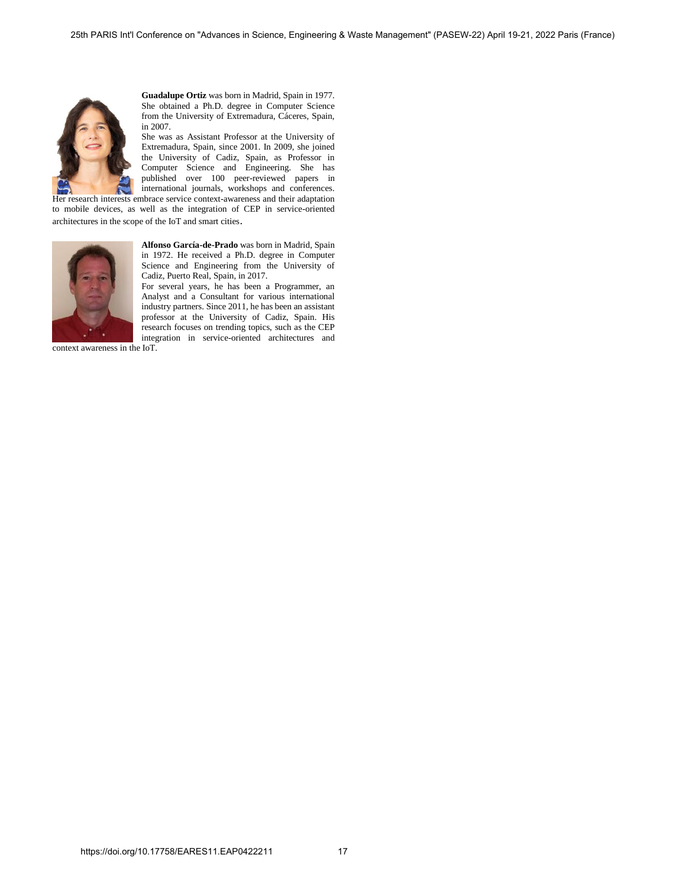**Guadalupe Ortiz** was born in Madrid, Spain in 1977. She obtained a Ph.D. degree in Computer Science from the University of Extremadura, Cáceres, Spain, in 2007.

She was as Assistant Professor at the University of Extremadura, Spain, since 2001. In 2009, she joined the University of Cadiz, Spain, as Professor in Computer Science and Engineering. She has published over 100 peer-reviewed papers in international journals, workshops and conferences. Her research interests embrace service context-awareness and their adaptation to mobile devices, as well as the integration of CEP in service-oriented architectures in the scope of the IoT and smart cities.

**Alfonso García-de-Prado** was born in Madrid, Spain in 1972. He received a Ph.D. degree in Computer Science and Engineering from the University of Cadiz, Puerto Real, Spain, in 2017.

For several years, he has been a Programmer, an Analyst and a Consultant for various international industry partners. Since 2011, he has been an assistant professor at the University of Cadiz, Spain. His research focuses on trending topics, such as the CEP integration in service-oriented architectures and context awareness in the IoT.